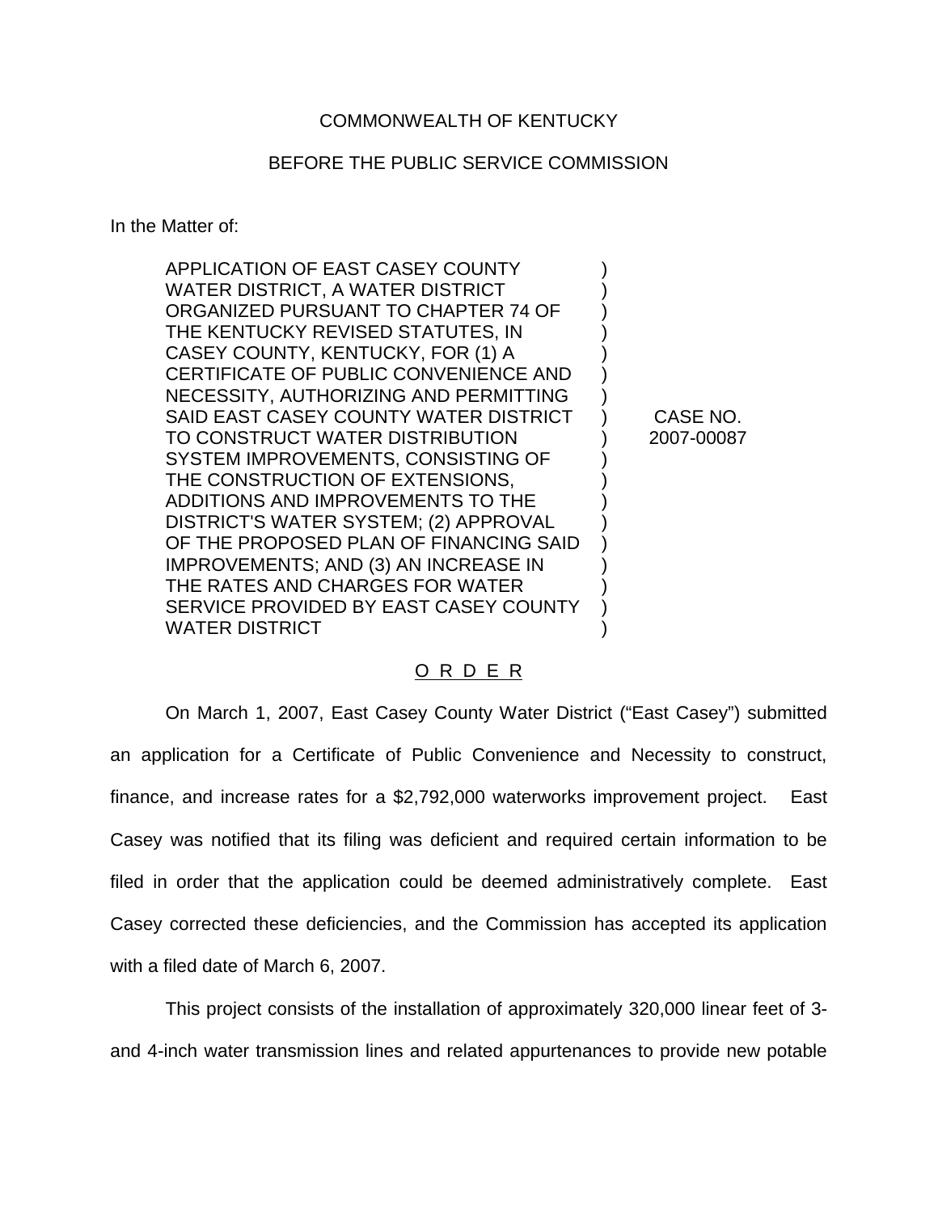COMMONWEALTH OF KENTUCKY

BEFORE THE PUBLIC SERVICE COMMISSION

In the Matter of:

| | | |
|---|---|---|
| APPLICATION OF EAST CASEY COUNTY WATER DISTRICT, A WATER DISTRICT ORGANIZED PURSUANT TO CHAPTER 74 OF THE KENTUCKY REVISED STATUTES, IN CASEY COUNTY, KENTUCKY, FOR (1) A CERTIFICATE OF PUBLIC CONVENIENCE AND NECESSITY, AUTHORIZING AND PERMITTING SAID EAST CASEY COUNTY WATER DISTRICT TO CONSTRUCT WATER DISTRIBUTION SYSTEM IMPROVEMENTS, CONSISTING OF THE CONSTRUCTION OF EXTENSIONS, ADDITIONS AND IMPROVEMENTS TO THE DISTRICT'S WATER SYSTEM; (2) APPROVAL OF THE PROPOSED PLAN OF FINANCING SAID IMPROVEMENTS; AND (3) AN INCREASE IN THE RATES AND CHARGES FOR WATER SERVICE PROVIDED BY EAST CASEY COUNTY WATER DISTRICT | ) | CASE NO. 2007-00087 |

O R D E R

On March 1, 2007, East Casey County Water District ("East Casey") submitted an application for a Certificate of Public Convenience and Necessity to construct, finance, and increase rates for a $2,792,000 waterworks improvement project. East Casey was notified that its filing was deficient and required certain information to be filed in order that the application could be deemed administratively complete. East Casey corrected these deficiencies, and the Commission has accepted its application with a filed date of March 6, 2007.

This project consists of the installation of approximately 320,000 linear feet of 3- and 4-inch water transmission lines and related appurtenances to provide new potable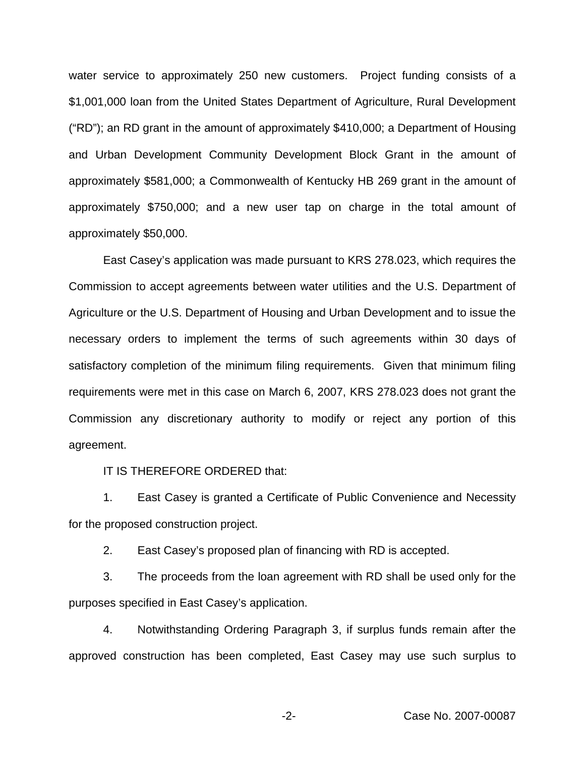water service to approximately 250 new customers. Project funding consists of a $1,001,000 loan from the United States Department of Agriculture, Rural Development ("RD"); an RD grant in the amount of approximately $410,000; a Department of Housing and Urban Development Community Development Block Grant in the amount of approximately $581,000; a Commonwealth of Kentucky HB 269 grant in the amount of approximately $750,000; and a new user tap on charge in the total amount of approximately $50,000.

East Casey's application was made pursuant to KRS 278.023, which requires the Commission to accept agreements between water utilities and the U.S. Department of Agriculture or the U.S. Department of Housing and Urban Development and to issue the necessary orders to implement the terms of such agreements within 30 days of satisfactory completion of the minimum filing requirements. Given that minimum filing requirements were met in this case on March 6, 2007, KRS 278.023 does not grant the Commission any discretionary authority to modify or reject any portion of this agreement.

IT IS THEREFORE ORDERED that:

1. East Casey is granted a Certificate of Public Convenience and Necessity for the proposed construction project.

2. East Casey's proposed plan of financing with RD is accepted.

3. The proceeds from the loan agreement with RD shall be used only for the purposes specified in East Casey's application.

4. Notwithstanding Ordering Paragraph 3, if surplus funds remain after the approved construction has been completed, East Casey may use such surplus to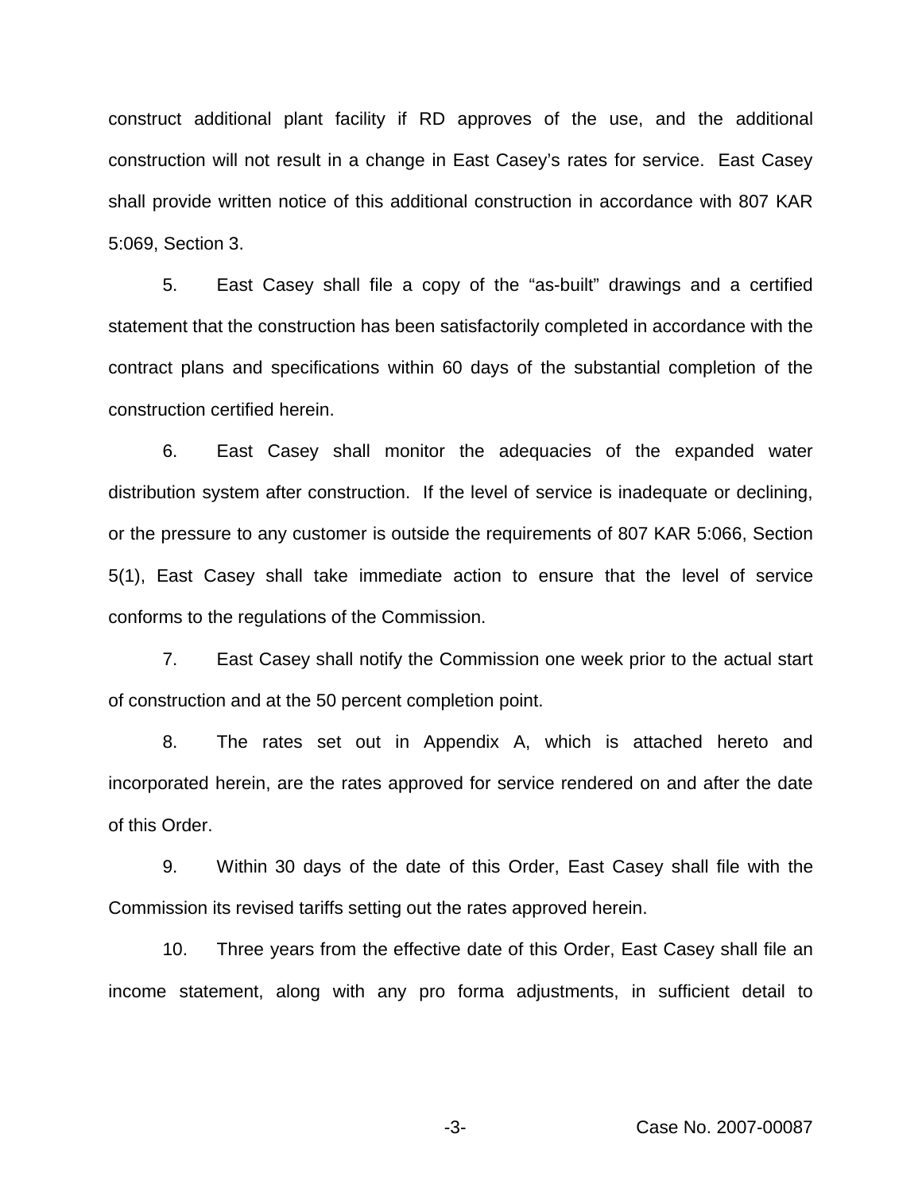construct additional plant facility if RD approves of the use, and the additional construction will not result in a change in East Casey's rates for service. East Casey shall provide written notice of this additional construction in accordance with 807 KAR 5:069, Section 3.

5. East Casey shall file a copy of the "as-built" drawings and a certified statement that the construction has been satisfactorily completed in accordance with the contract plans and specifications within 60 days of the substantial completion of the construction certified herein.

6. East Casey shall monitor the adequacies of the expanded water distribution system after construction. If the level of service is inadequate or declining, or the pressure to any customer is outside the requirements of 807 KAR 5:066, Section 5(1), East Casey shall take immediate action to ensure that the level of service conforms to the regulations of the Commission.

7. East Casey shall notify the Commission one week prior to the actual start of construction and at the 50 percent completion point.

8. The rates set out in Appendix A, which is attached hereto and incorporated herein, are the rates approved for service rendered on and after the date of this Order.

9. Within 30 days of the date of this Order, East Casey shall file with the Commission its revised tariffs setting out the rates approved herein.

10. Three years from the effective date of this Order, East Casey shall file an income statement, along with any pro forma adjustments, in sufficient detail to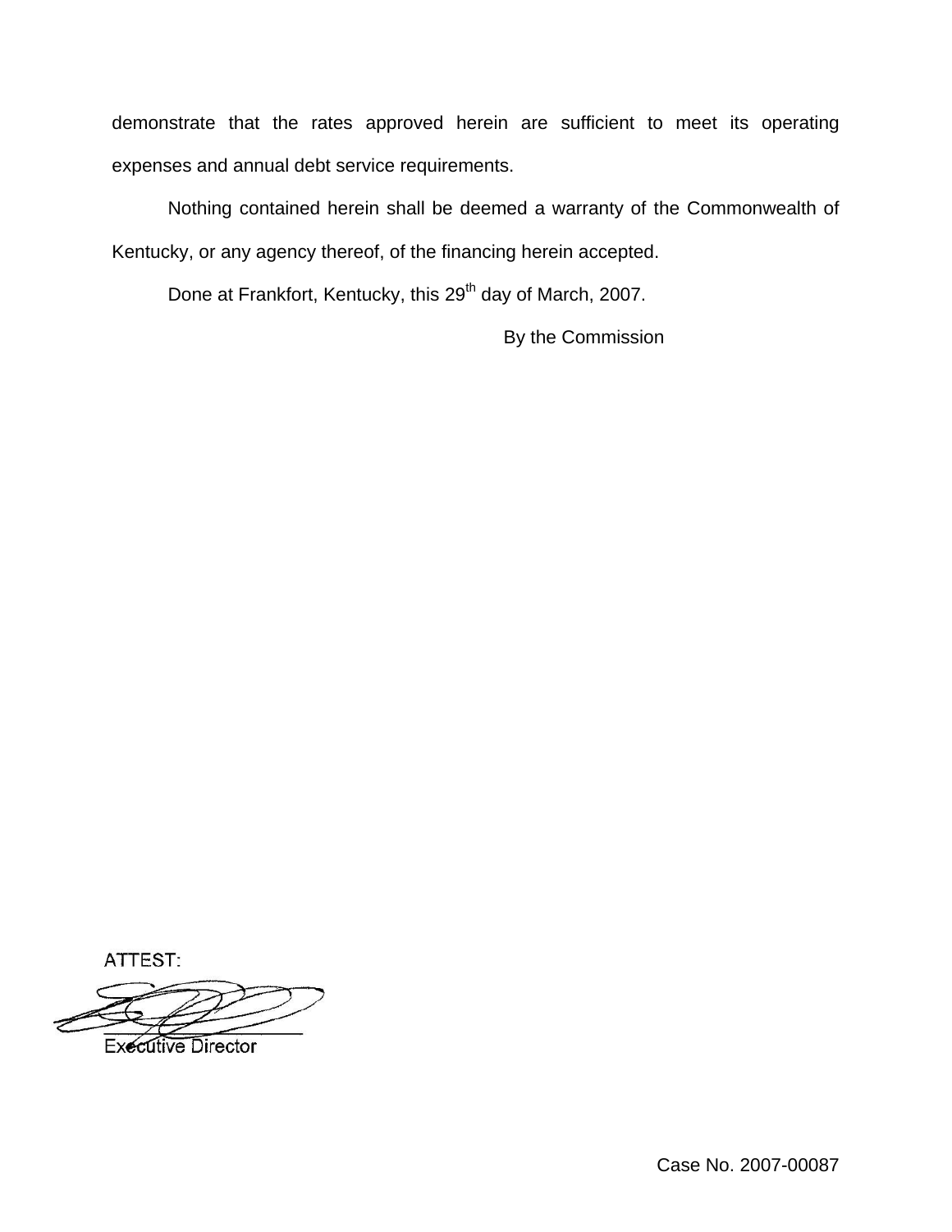demonstrate that the rates approved herein are sufficient to meet its operating expenses and annual debt service requirements.

Nothing contained herein shall be deemed a warranty of the Commonwealth of Kentucky, or any agency thereof, of the financing herein accepted.

Done at Frankfort, Kentucky, this 29th day of March, 2007.

By the Commission

ATTEST:

Executive Director

Case No. 2007-00087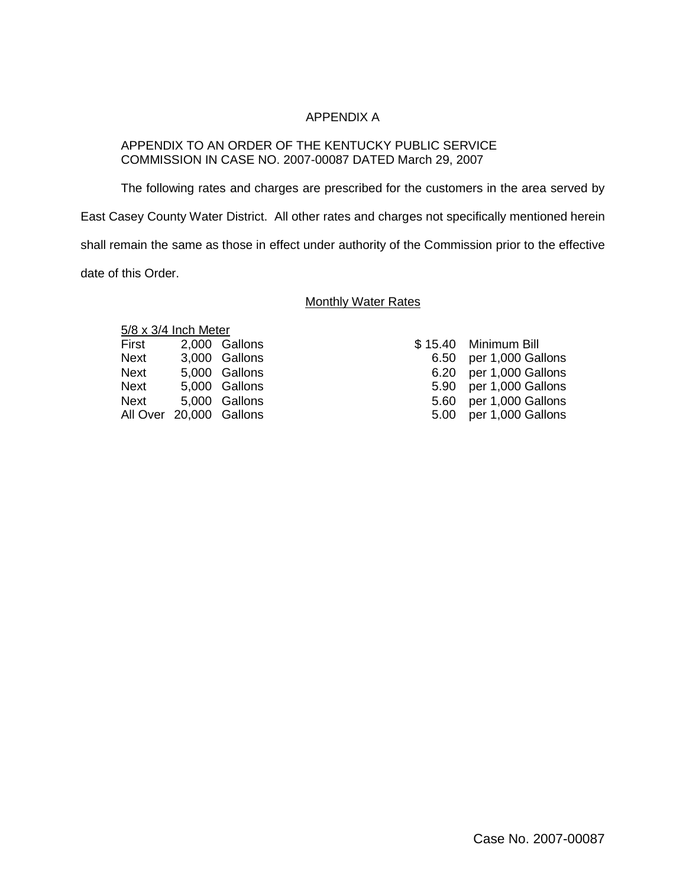# APPENDIX A

APPENDIX TO AN ORDER OF THE KENTUCKY PUBLIC SERVICE COMMISSION IN CASE NO. 2007-00087 DATED March 29, 2007

The following rates and charges are prescribed for the customers in the area served by East Casey County Water District. All other rates and charges not specifically mentioned herein shall remain the same as those in effect under authority of the Commission prior to the effective date of this Order.

## Monthly Water Rates

5/8 x 3/4 Inch Meter

| | | | | |
|---|---|---|---|---|
| First | 2,000 | Gallons | $ 15.40 | Minimum Bill |
| Next | 3,000 | Gallons | 6.50 | per 1,000 Gallons |
| Next | 5,000 | Gallons | 6.20 | per 1,000 Gallons |
| Next | 5,000 | Gallons | 5.90 | per 1,000 Gallons |
| Next | 5,000 | Gallons | 5.60 | per 1,000 Gallons |
| All Over | 20,000 | Gallons | 5.00 | per 1,000 Gallons |

Case No. 2007-00087